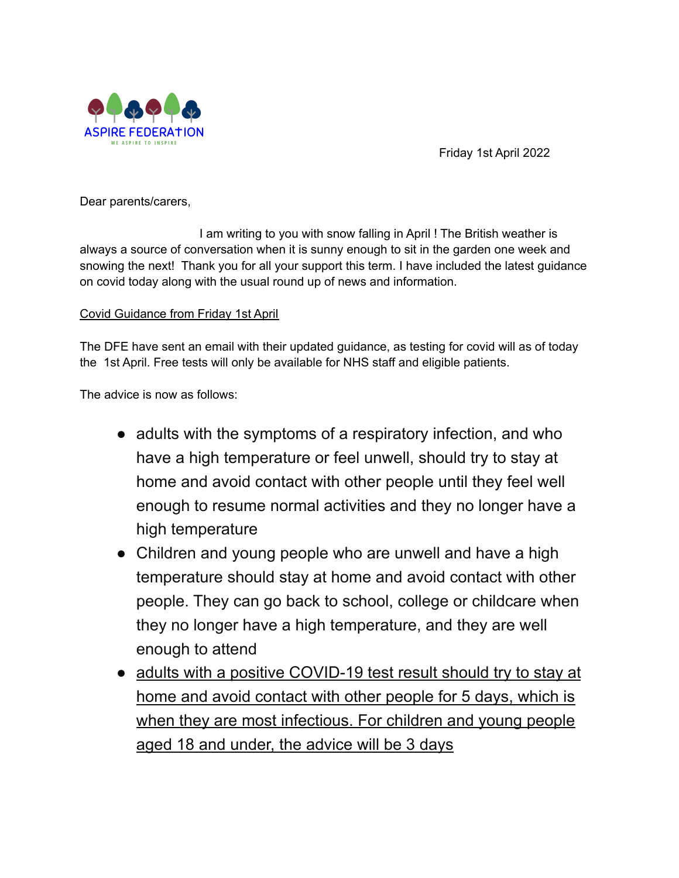ASPIRE FEDERATION

WE ASPIRE TO INSPIRE

Friday 1st April 2022

Dear parents/carers,

I am writing to you with snow falling in April ! The British weather is always a source of conversation when it is sunny enough to sit in the garden one week and snowing the next! Thank you for all your support this term. I have included the latest guidance on covid today along with the usual round up of news and information.

<u>Covid Guidance from Friday 1st April</u>

The DFE have sent an email with their updated guidance, as testing for covid will as of today the 1st April. Free tests will only be available for NHS staff and eligible patients.

The advice is now as follows:

- adults with the symptoms of a respiratory infection, and who have a high temperature or feel unwell, should try to stay at home and avoid contact with other people until they feel well enough to resume normal activities and they no longer have a high temperature
- Children and young people who are unwell and have a high temperature should stay at home and avoid contact with other people. They can go back to school, college or childcare when they no longer have a high temperature, and they are well enough to attend
- <u>adults with a positive COVID-19 test result should try to stay at home and avoid contact with other people for 5 days, which is when they are most infectious. For children and young people aged 18 and under, the advice will be 3 days</u>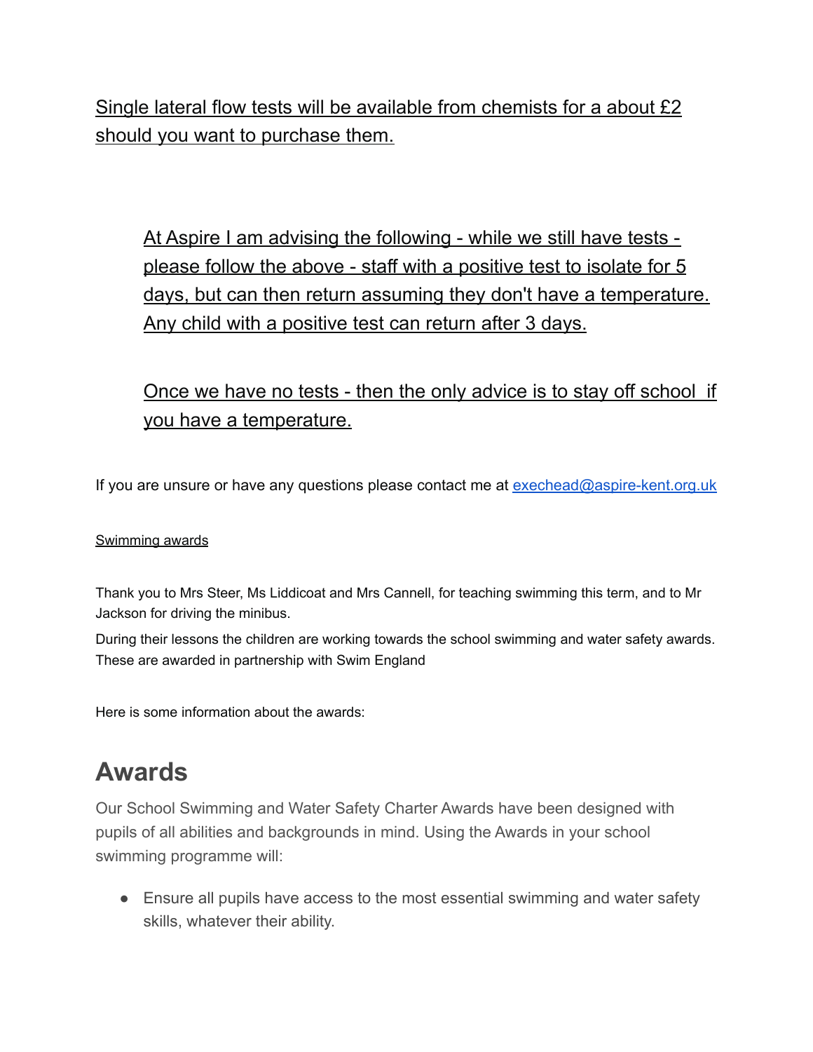<u>Single lateral flow tests will be available from chemists for a about £2 should you want to purchase them.</u>

> <u>At Aspire I am advising the following - while we still have tests - please follow the above - staff with a positive test to isolate for 5 days, but can then return assuming they don't have a temperature. Any child with a positive test can return after 3 days.</u>
>
> <u>Once we have no tests - then the only advice is to stay off school  if you have a temperature.</u>

If you are unsure or have any questions please contact me at [exechead@aspire-kent.org.uk](mailto:exechead@aspire-kent.org.uk)

<u>Swimming awards</u>

Thank you to Mrs Steer, Ms Liddicoat and Mrs Cannell, for teaching swimming this term, and to Mr Jackson for driving the minibus.

During their lessons the children are working towards the school swimming and water safety awards. These are awarded in partnership with Swim England

Here is some information about the awards:

# Awards

Our School Swimming and Water Safety Charter Awards have been designed with pupils of all abilities and backgrounds in mind. Using the Awards in your school swimming programme will:

- Ensure all pupils have access to the most essential swimming and water safety skills, whatever their ability.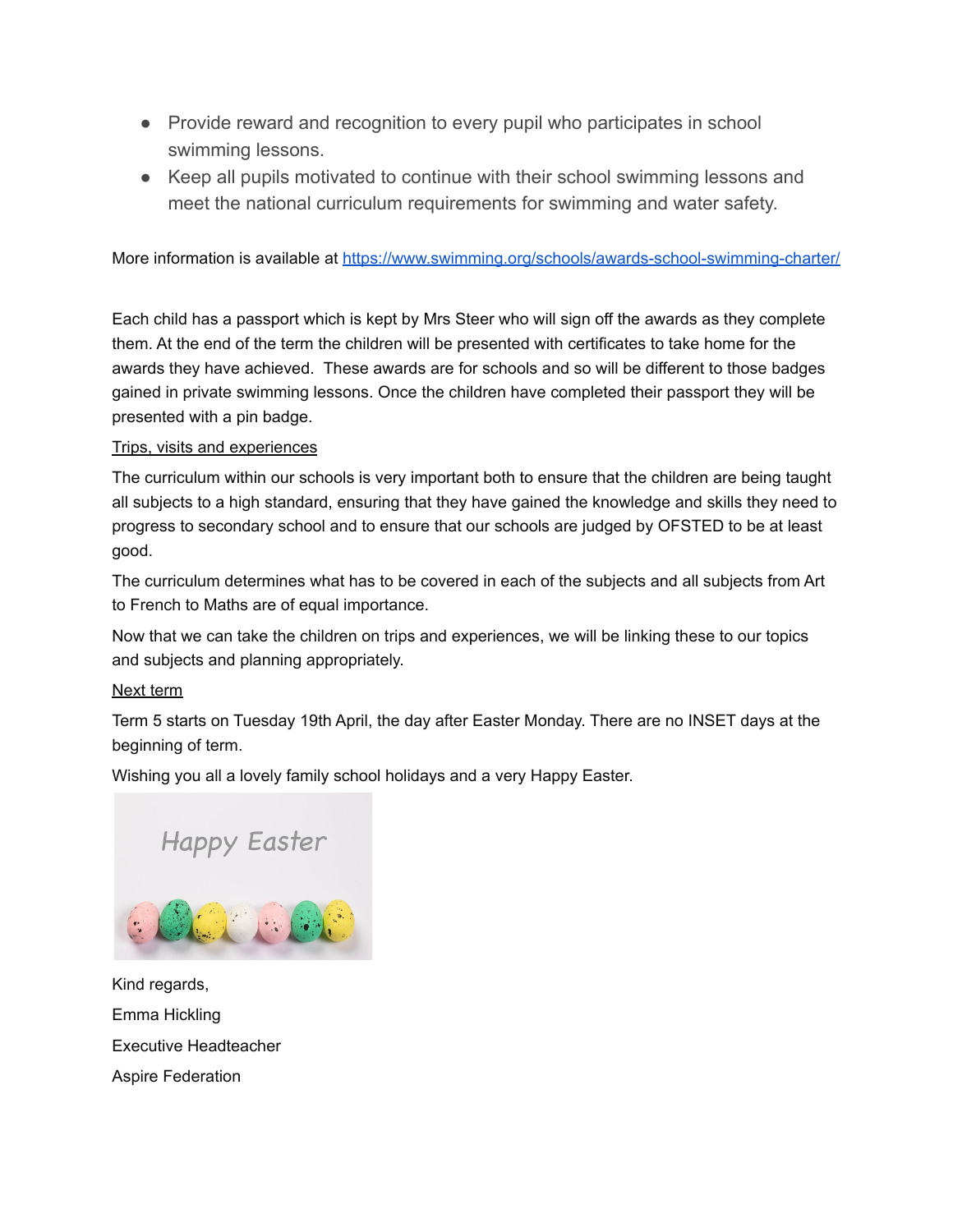- Provide reward and recognition to every pupil who participates in school swimming lessons.
- Keep all pupils motivated to continue with their school swimming lessons and meet the national curriculum requirements for swimming and water safety.

More information is available at https://www.swimming.org/schools/awards-school-swimming-charter/

Each child has a passport which is kept by Mrs Steer who will sign off the awards as they complete them. At the end of the term the children will be presented with certificates to take home for the awards they have achieved. These awards are for schools and so will be different to those badges gained in private swimming lessons. Once the children have completed their passport they will be presented with a pin badge.

Trips, visits and experiences

The curriculum within our schools is very important both to ensure that the children are being taught all subjects to a high standard, ensuring that they have gained the knowledge and skills they need to progress to secondary school and to ensure that our schools are judged by OFSTED to be at least good.

The curriculum determines what has to be covered in each of the subjects and all subjects from Art to French to Maths are of equal importance.

Now that we can take the children on trips and experiences, we will be linking these to our topics and subjects and planning appropriately.

Next term

Term 5 starts on Tuesday 19th April, the day after Easter Monday. There are no INSET days at the beginning of term.

Wishing you all a lovely family school holidays and a very Happy Easter.

Happy Easter

Kind regards,

Emma Hickling

Executive Headteacher

Aspire Federation